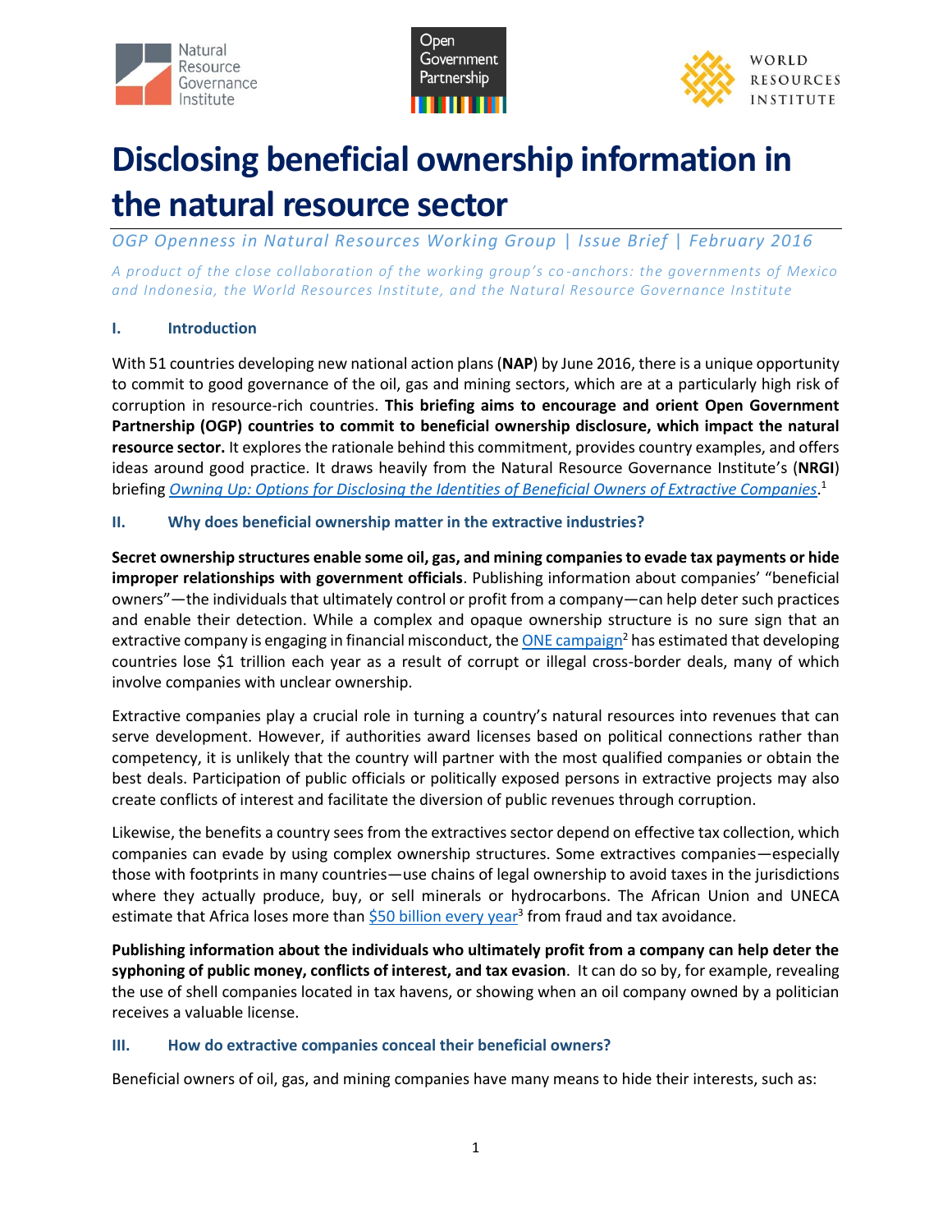Natural Resource Governance Institute

Open Government Partnership

WORLD RESOURCES INSTITUTE

# Disclosing beneficial ownership information in the natural resource sector

*OGP Openness in Natural Resources Working Group | Issue Brief | February 2016*

*A product of the close collaboration of the working group's co-anchors: the governments of Mexico and Indonesia, the World Resources Institute, and the Natural Resource Governance Institute*

## I. Introduction

With 51 countries developing new national action plans (**NAP**) by June 2016, there is a unique opportunity to commit to good governance of the oil, gas and mining sectors, which are at a particularly high risk of corruption in resource-rich countries. **This briefing aims to encourage and orient Open Government Partnership (OGP) countries to commit to beneficial ownership disclosure, which impact the natural resource sector.** It explores the rationale behind this commitment, provides country examples, and offers ideas around good practice. It draws heavily from the Natural Resource Governance Institute's (**NRGI**) briefing *Owning Up: Options for Disclosing the Identities of Beneficial Owners of Extractive Companies*.[1]

## II. Why does beneficial ownership matter in the extractive industries?

**Secret ownership structures enable some oil, gas, and mining companies to evade tax payments or hide improper relationships with government officials**. Publishing information about companies' "beneficial owners"—the individuals that ultimately control or profit from a company—can help deter such practices and enable their detection. While a complex and opaque ownership structure is no sure sign that an extractive company is engaging in financial misconduct, the ONE campaign[2] has estimated that developing countries lose $1 trillion each year as a result of corrupt or illegal cross-border deals, many of which involve companies with unclear ownership.

Extractive companies play a crucial role in turning a country's natural resources into revenues that can serve development. However, if authorities award licenses based on political connections rather than competency, it is unlikely that the country will partner with the most qualified companies or obtain the best deals. Participation of public officials or politically exposed persons in extractive projects may also create conflicts of interest and facilitate the diversion of public revenues through corruption.

Likewise, the benefits a country sees from the extractives sector depend on effective tax collection, which companies can evade by using complex ownership structures. Some extractives companies—especially those with footprints in many countries—use chains of legal ownership to avoid taxes in the jurisdictions where they actually produce, buy, or sell minerals or hydrocarbons. The African Union and UNECA estimate that Africa loses more than $50 billion every year[3] from fraud and tax avoidance.

**Publishing information about the individuals who ultimately profit from a company can help deter the syphoning of public money, conflicts of interest, and tax evasion**. It can do so by, for example, revealing the use of shell companies located in tax havens, or showing when an oil company owned by a politician receives a valuable license.

## III. How do extractive companies conceal their beneficial owners?

Beneficial owners of oil, gas, and mining companies have many means to hide their interests, such as: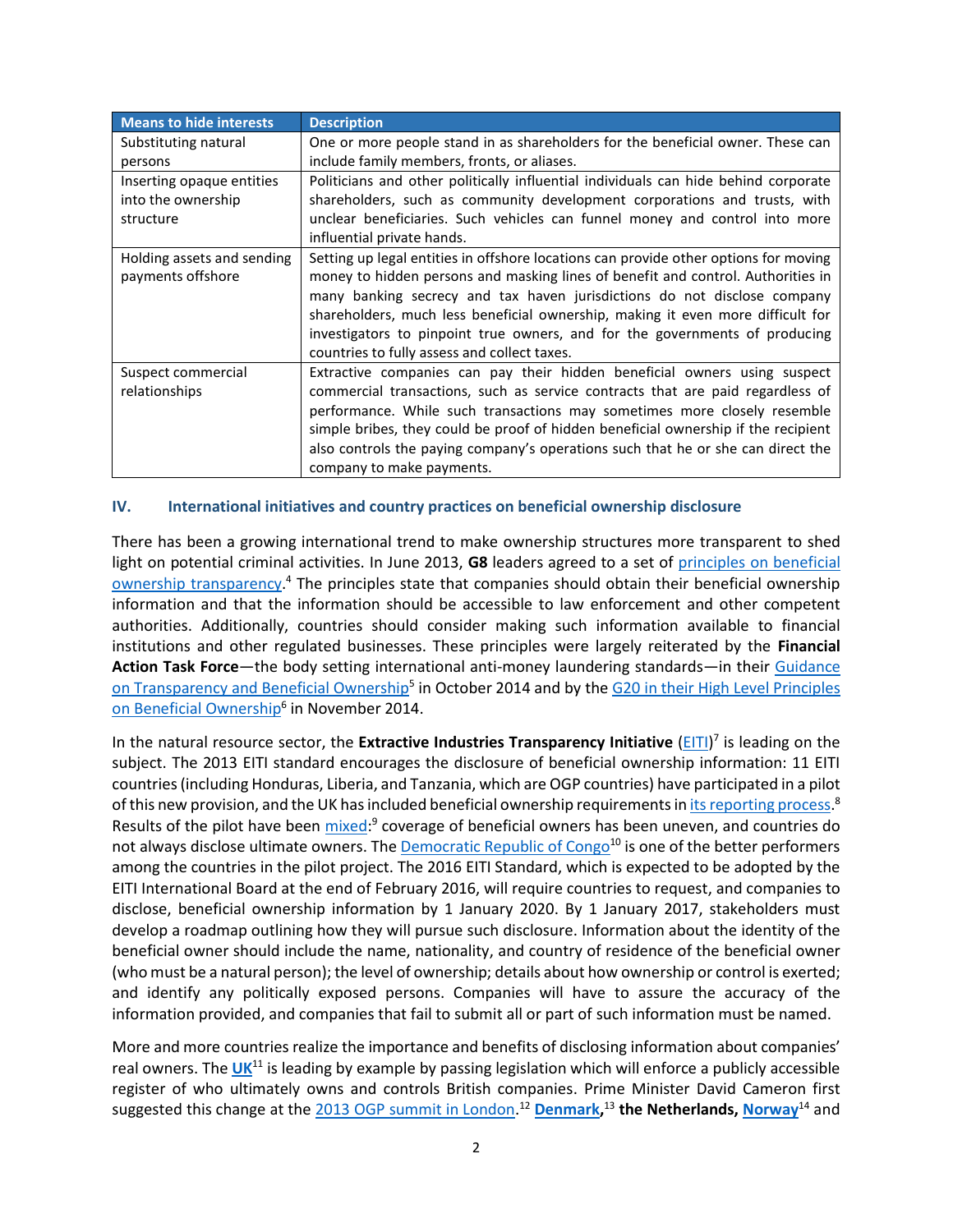| Means to hide interests | Description |
|---|---|
| Substituting natural persons | One or more people stand in as shareholders for the beneficial owner. These can include family members, fronts, or aliases. |
| Inserting opaque entities into the ownership structure | Politicians and other politically influential individuals can hide behind corporate shareholders, such as community development corporations and trusts, with unclear beneficiaries. Such vehicles can funnel money and control into more influential private hands. |
| Holding assets and sending payments offshore | Setting up legal entities in offshore locations can provide other options for moving money to hidden persons and masking lines of benefit and control. Authorities in many banking secrecy and tax haven jurisdictions do not disclose company shareholders, much less beneficial ownership, making it even more difficult for investigators to pinpoint true owners, and for the governments of producing countries to fully assess and collect taxes. |
| Suspect commercial relationships | Extractive companies can pay their hidden beneficial owners using suspect commercial transactions, such as service contracts that are paid regardless of performance. While such transactions may sometimes more closely resemble simple bribes, they could be proof of hidden beneficial ownership if the recipient also controls the paying company's operations such that he or she can direct the company to make payments. |

## IV. International initiatives and country practices on beneficial ownership disclosure

There has been a growing international trend to make ownership structures more transparent to shed light on potential criminal activities. In June 2013, **G8** leaders agreed to a set of principles on beneficial ownership transparency.[4] The principles state that companies should obtain their beneficial ownership information and that the information should be accessible to law enforcement and other competent authorities. Additionally, countries should consider making such information available to financial institutions and other regulated businesses. These principles were largely reiterated by the **Financial Action Task Force**—the body setting international anti-money laundering standards—in their Guidance on Transparency and Beneficial Ownership[5] in October 2014 and by the G20 in their High Level Principles on Beneficial Ownership[6] in November 2014.

In the natural resource sector, the **Extractive Industries Transparency Initiative** (EITI)[7] is leading on the subject. The 2013 EITI standard encourages the disclosure of beneficial ownership information: 11 EITI countries (including Honduras, Liberia, and Tanzania, which are OGP countries) have participated in a pilot of this new provision, and the UK has included beneficial ownership requirements in its reporting process.[8] Results of the pilot have been mixed:[9] coverage of beneficial owners has been uneven, and countries do not always disclose ultimate owners. The Democratic Republic of Congo[10] is one of the better performers among the countries in the pilot project. The 2016 EITI Standard, which is expected to be adopted by the EITI International Board at the end of February 2016, will require countries to request, and companies to disclose, beneficial ownership information by 1 January 2020. By 1 January 2017, stakeholders must develop a roadmap outlining how they will pursue such disclosure. Information about the identity of the beneficial owner should include the name, nationality, and country of residence of the beneficial owner (who must be a natural person); the level of ownership; details about how ownership or control is exerted; and identify any politically exposed persons. Companies will have to assure the accuracy of the information provided, and companies that fail to submit all or part of such information must be named.

More and more countries realize the importance and benefits of disclosing information about companies' real owners. The **UK**[11] is leading by example by passing legislation which will enforce a publicly accessible register of who ultimately owns and controls British companies. Prime Minister David Cameron first suggested this change at the 2013 OGP summit in London.[12] **Denmark**,[13] **the Netherlands, Norway**[14] and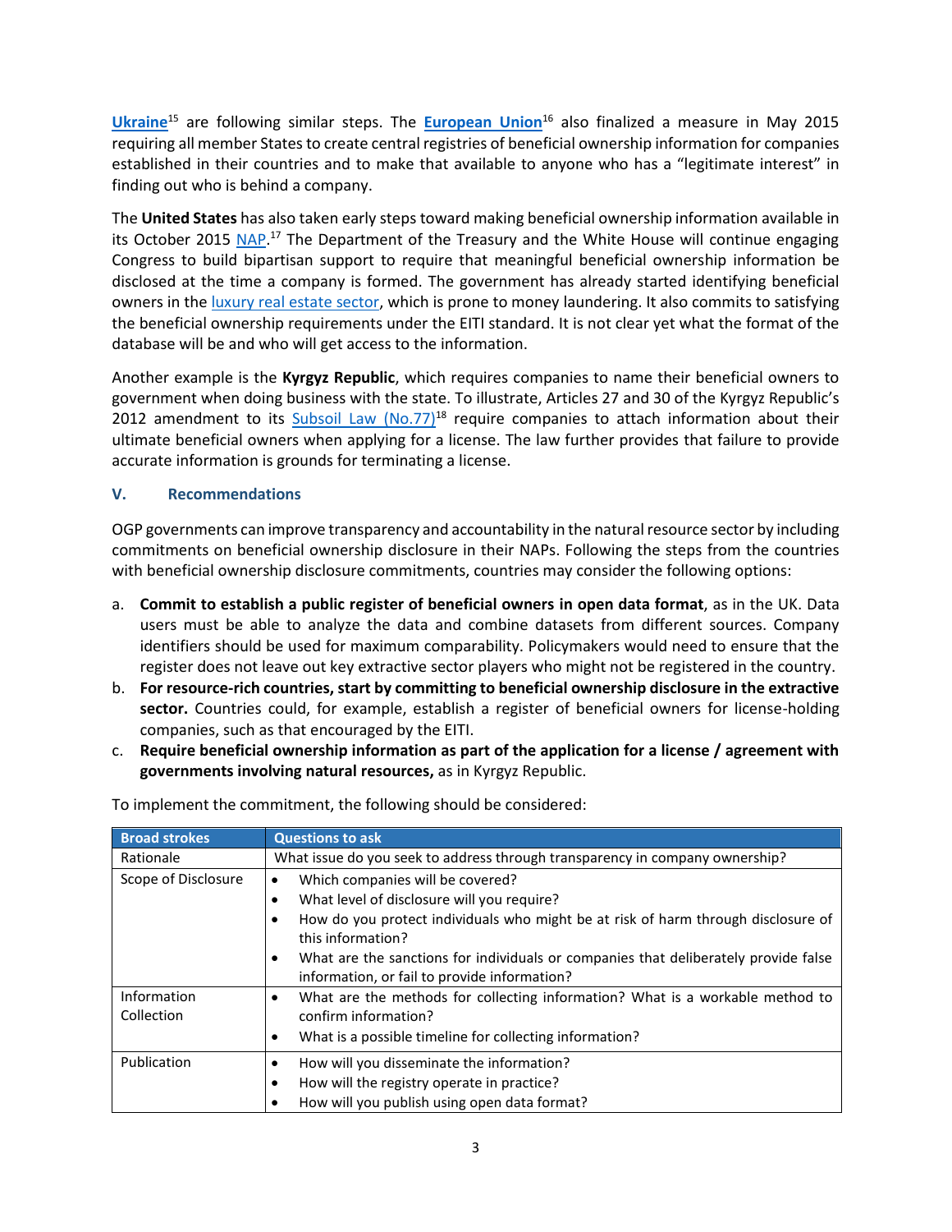**Ukraine**[15] are following similar steps. The **European Union**[16] also finalized a measure in May 2015 requiring all member States to create central registries of beneficial ownership information for companies established in their countries and to make that available to anyone who has a "legitimate interest" in finding out who is behind a company.

The **United States** has also taken early steps toward making beneficial ownership information available in its October 2015 NAP.[17] The Department of the Treasury and the White House will continue engaging Congress to build bipartisan support to require that meaningful beneficial ownership information be disclosed at the time a company is formed. The government has already started identifying beneficial owners in the luxury real estate sector, which is prone to money laundering. It also commits to satisfying the beneficial ownership requirements under the EITI standard. It is not clear yet what the format of the database will be and who will get access to the information.

Another example is the **Kyrgyz Republic**, which requires companies to name their beneficial owners to government when doing business with the state. To illustrate, Articles 27 and 30 of the Kyrgyz Republic's 2012 amendment to its Subsoil Law (No.77)[18] require companies to attach information about their ultimate beneficial owners when applying for a license. The law further provides that failure to provide accurate information is grounds for terminating a license.

## V. Recommendations

OGP governments can improve transparency and accountability in the natural resource sector by including commitments on beneficial ownership disclosure in their NAPs. Following the steps from the countries with beneficial ownership disclosure commitments, countries may consider the following options:

a. **Commit to establish a public register of beneficial owners in open data format**, as in the UK. Data users must be able to analyze the data and combine datasets from different sources. Company identifiers should be used for maximum comparability. Policymakers would need to ensure that the register does not leave out key extractive sector players who might not be registered in the country.
b. **For resource-rich countries, start by committing to beneficial ownership disclosure in the extractive sector.** Countries could, for example, establish a register of beneficial owners for license-holding companies, such as that encouraged by the EITI.
c. **Require beneficial ownership information as part of the application for a license / agreement with governments involving natural resources,** as in Kyrgyz Republic.

To implement the commitment, the following should be considered:

| Broad strokes | Questions to ask |
|---|---|
| Rationale | What issue do you seek to address through transparency in company ownership? |
| Scope of Disclosure | • Which companies will be covered?<br>• What level of disclosure will you require?<br>• How do you protect individuals who might be at risk of harm through disclosure of this information?<br>• What are the sanctions for individuals or companies that deliberately provide false information, or fail to provide information? |
| Information Collection | • What are the methods for collecting information? What is a workable method to confirm information?<br>• What is a possible timeline for collecting information? |
| Publication | • How will you disseminate the information?<br>• How will the registry operate in practice?<br>• How will you publish using open data format? |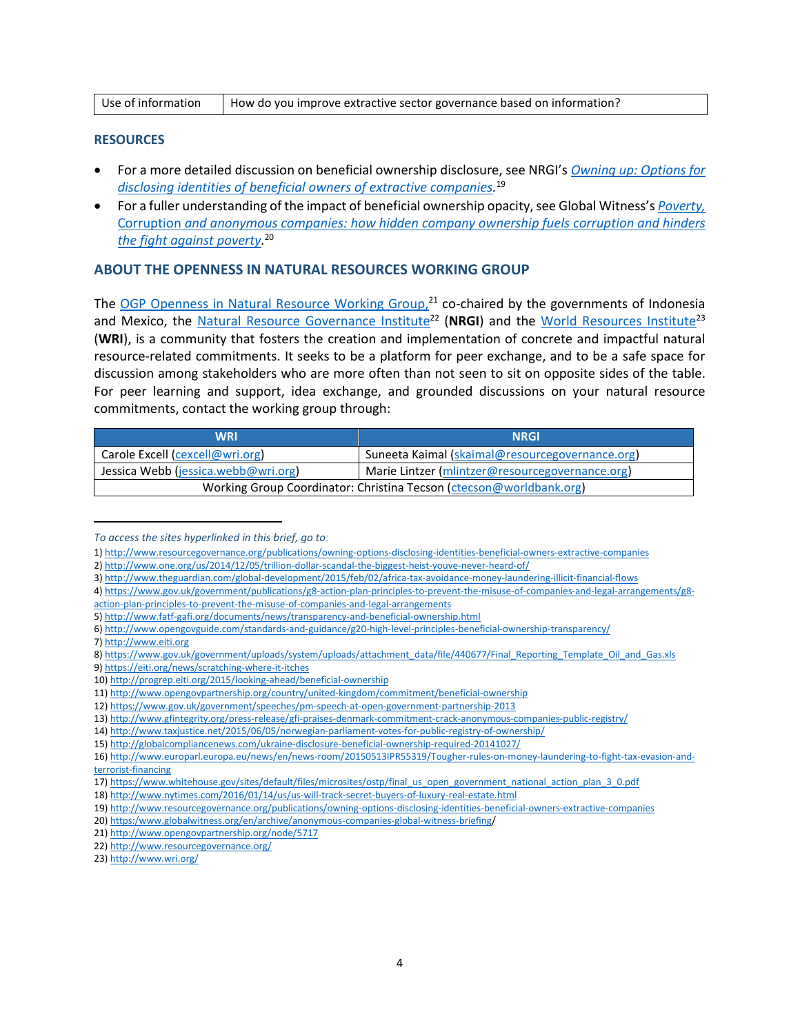| | |
|---|---|
| Use of information | How do you improve extractive sector governance based on information? |

## RESOURCES

- For a more detailed discussion on beneficial ownership disclosure, see NRGI's *Owning up: Options for disclosing identities of beneficial owners of extractive companies*.[19]
- For a fuller understanding of the impact of beneficial ownership opacity, see Global Witness's *Poverty, Corruption and anonymous companies: how hidden company ownership fuels corruption and hinders the fight against poverty*.[20]

## ABOUT THE OPENNESS IN NATURAL RESOURCES WORKING GROUP

The OGP Openness in Natural Resource Working Group,[21] co-chaired by the governments of Indonesia and Mexico, the Natural Resource Governance Institute[22] (**NRGI**) and the World Resources Institute[23] (**WRI**), is a community that fosters the creation and implementation of concrete and impactful natural resource-related commitments. It seeks to be a platform for peer exchange, and to be a safe space for discussion among stakeholders who are more often than not seen to sit on opposite sides of the table. For peer learning and support, idea exchange, and grounded discussions on your natural resource commitments, contact the working group through:

| WRI | NRGI |
|---|---|
| Carole Excell (cexcell@wri.org) | Suneeta Kaimal (skaimal@resourcegovernance.org) |
| Jessica Webb (jessica.webb@wri.org) | Marie Lintzer (mlintzer@resourcegovernance.org) |
| Working Group Coordinator: Christina Tecson (ctecson@worldbank.org) | |

*To access the sites hyperlinked in this brief, go to:*

1) http://www.resourcegovernance.org/publications/owning-options-disclosing-identities-beneficial-owners-extractive-companies
2) http://www.one.org/us/2014/12/05/trillion-dollar-scandal-the-biggest-heist-youve-never-heard-of/
3) http://www.theguardian.com/global-development/2015/feb/02/africa-tax-avoidance-money-laundering-illicit-financial-flows
4) https://www.gov.uk/government/publications/g8-action-plan-principles-to-prevent-the-misuse-of-companies-and-legal-arrangements/g8-action-plan-principles-to-prevent-the-misuse-of-companies-and-legal-arrangements
5) http://www.fatf-gafi.org/documents/news/transparency-and-beneficial-ownership.html
6) http://www.opengovguide.com/standards-and-guidance/g20-high-level-principles-beneficial-ownership-transparency/
7) http://www.eiti.org
8) https://www.gov.uk/government/uploads/system/uploads/attachment_data/file/440677/Final_Reporting_Template_Oil_and_Gas.xls
9) https://eiti.org/news/scratching-where-it-itches
10) http://progrep.eiti.org/2015/looking-ahead/beneficial-ownership
11) http://www.opengovpartnership.org/country/united-kingdom/commitment/beneficial-ownership
12) https://www.gov.uk/government/speeches/pm-speech-at-open-government-partnership-2013
13) http://www.gfintegrity.org/press-release/gfi-praises-denmark-commitment-crack-anonymous-companies-public-registry/
14) http://www.taxjustice.net/2015/06/05/norwegian-parliament-votes-for-public-registry-of-ownership/
15) http://globalcompliancenews.com/ukraine-disclosure-beneficial-ownership-required-20141027/
16) http://www.europarl.europa.eu/news/en/news-room/20150513IPR55319/Tougher-rules-on-money-laundering-to-fight-tax-evasion-and-terrorist-financing
17) https://www.whitehouse.gov/sites/default/files/microsites/ostp/final_us_open_government_national_action_plan_3_0.pdf
18) http://www.nytimes.com/2016/01/14/us/us-will-track-secret-buyers-of-luxury-real-estate.html
19) http://www.resourcegovernance.org/publications/owning-options-disclosing-identities-beneficial-owners-extractive-companies
20) https://www.globalwitness.org/en/archive/anonymous-companies-global-witness-briefing/
21) http://www.opengovpartnership.org/node/5717
22) http://www.resourcegovernance.org/
23) http://www.wri.org/